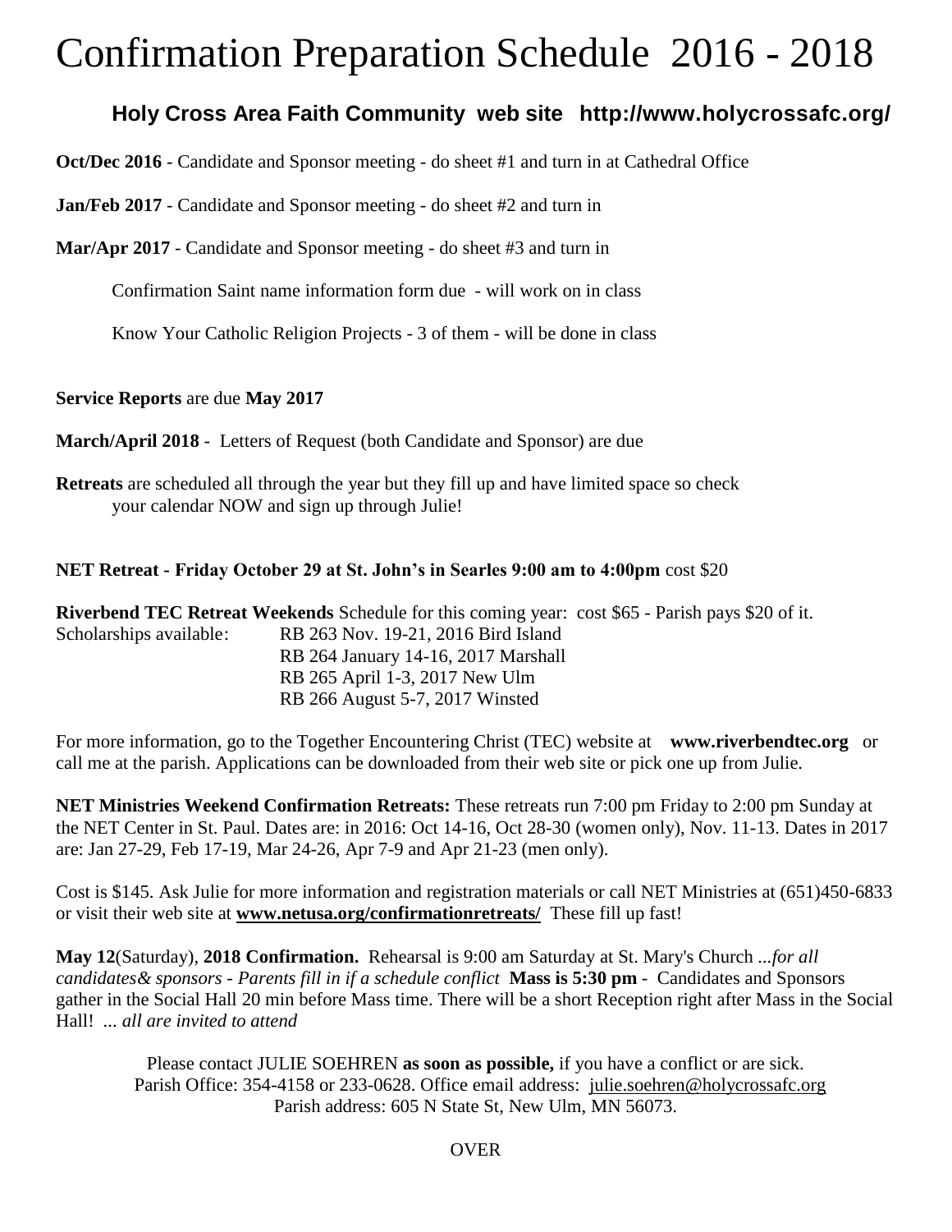# Confirmation Preparation Schedule 2016 - 2018

## Holy Cross Area Faith Community web site http://www.holycrossafc.org/

**Oct/Dec 2016** - Candidate and Sponsor meeting - do sheet #1 and turn in at Cathedral Office

**Jan/Feb 2017** - Candidate and Sponsor meeting - do sheet #2 and turn in

**Mar/Apr 2017** - Candidate and Sponsor meeting - do sheet #3 and turn in

Confirmation Saint name information form due - will work on in class

Know Your Catholic Religion Projects - 3 of them - will be done in class

**Service Reports** are due **May 2017**

**March/April 2018** - Letters of Request (both Candidate and Sponsor) are due

**Retreats** are scheduled all through the year but they fill up and have limited space so check your calendar NOW and sign up through Julie!

**NET Retreat - Friday October 29 at St. John's in Searles 9:00 am to 4:00pm** cost $20

**Riverbend TEC Retreat Weekends** Schedule for this coming year: cost $65 - Parish pays $20 of it.

Scholarships available:
- RB 263 Nov. 19-21, 2016 Bird Island
- RB 264 January 14-16, 2017 Marshall
- RB 265 April 1-3, 2017 New Ulm
- RB 266 August 5-7, 2017 Winsted

For more information, go to the Together Encountering Christ (TEC) website at **www.riverbendtec.org** or call me at the parish. Applications can be downloaded from their web site or pick one up from Julie.

**NET Ministries Weekend Confirmation Retreats:** These retreats run 7:00 pm Friday to 2:00 pm Sunday at the NET Center in St. Paul. Dates are: in 2016: Oct 14-16, Oct 28-30 (women only), Nov. 11-13. Dates in 2017 are: Jan 27-29, Feb 17-19, Mar 24-26, Apr 7-9 and Apr 21-23 (men only).

Cost is $145. Ask Julie for more information and registration materials or call NET Ministries at (651)450-6833 or visit their web site at **www.netusa.org/confirmationretreats/** These fill up fast!

**May 12**(Saturday), **2018 Confirmation.** Rehearsal is 9:00 am Saturday at St. Mary's Church *...for all candidates& sponsors - Parents fill in if a schedule conflict* **Mass is 5:30 pm** - Candidates and Sponsors gather in the Social Hall 20 min before Mass time. There will be a short Reception right after Mass in the Social Hall! *... all are invited to attend*

Please contact JULIE SOEHREN **as soon as possible,** if you have a conflict or are sick.
Parish Office: 354-4158 or 233-0628. Office email address: julie.soehren@holycrossafc.org
Parish address: 605 N State St, New Ulm, MN 56073.

OVER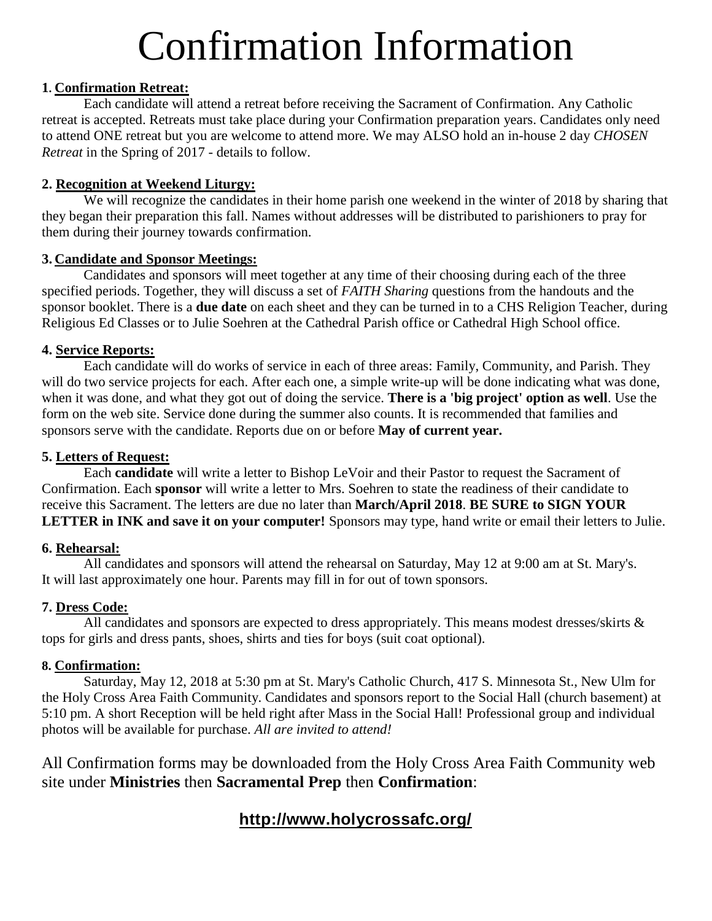# Confirmation Information

**1. Confirmation Retreat:**

Each candidate will attend a retreat before receiving the Sacrament of Confirmation. Any Catholic retreat is accepted. Retreats must take place during your Confirmation preparation years. Candidates only need to attend ONE retreat but you are welcome to attend more. We may ALSO hold an in-house 2 day *CHOSEN Retreat* in the Spring of 2017 - details to follow.

**2. Recognition at Weekend Liturgy:**

We will recognize the candidates in their home parish one weekend in the winter of 2018 by sharing that they began their preparation this fall. Names without addresses will be distributed to parishioners to pray for them during their journey towards confirmation.

**3. Candidate and Sponsor Meetings:**

Candidates and sponsors will meet together at any time of their choosing during each of the three specified periods. Together, they will discuss a set of *FAITH Sharing* questions from the handouts and the sponsor booklet. There is a **due date** on each sheet and they can be turned in to a CHS Religion Teacher, during Religious Ed Classes or to Julie Soehren at the Cathedral Parish office or Cathedral High School office.

**4. Service Reports:**

Each candidate will do works of service in each of three areas: Family, Community, and Parish. They will do two service projects for each. After each one, a simple write-up will be done indicating what was done, when it was done, and what they got out of doing the service. **There is a 'big project' option as well**. Use the form on the web site. Service done during the summer also counts. It is recommended that families and sponsors serve with the candidate. Reports due on or before **May of current year.**

**5. Letters of Request:**

Each **candidate** will write a letter to Bishop LeVoir and their Pastor to request the Sacrament of Confirmation. Each **sponsor** will write a letter to Mrs. Soehren to state the readiness of their candidate to receive this Sacrament. The letters are due no later than **March/April 2018**. **BE SURE to SIGN YOUR LETTER in INK and save it on your computer!** Sponsors may type, hand write or email their letters to Julie.

**6. Rehearsal:**

All candidates and sponsors will attend the rehearsal on Saturday, May 12 at 9:00 am at St. Mary's. It will last approximately one hour. Parents may fill in for out of town sponsors.

**7. Dress Code:**

All candidates and sponsors are expected to dress appropriately. This means modest dresses/skirts & tops for girls and dress pants, shoes, shirts and ties for boys (suit coat optional).

**8. Confirmation:**

Saturday, May 12, 2018 at 5:30 pm at St. Mary's Catholic Church, 417 S. Minnesota St., New Ulm for the Holy Cross Area Faith Community. Candidates and sponsors report to the Social Hall (church basement) at 5:10 pm. A short Reception will be held right after Mass in the Social Hall! Professional group and individual photos will be available for purchase. *All are invited to attend!*

All Confirmation forms may be downloaded from the Holy Cross Area Faith Community web site under **Ministries** then **Sacramental Prep** then **Confirmation**:

**http://www.holycrossafc.org/**